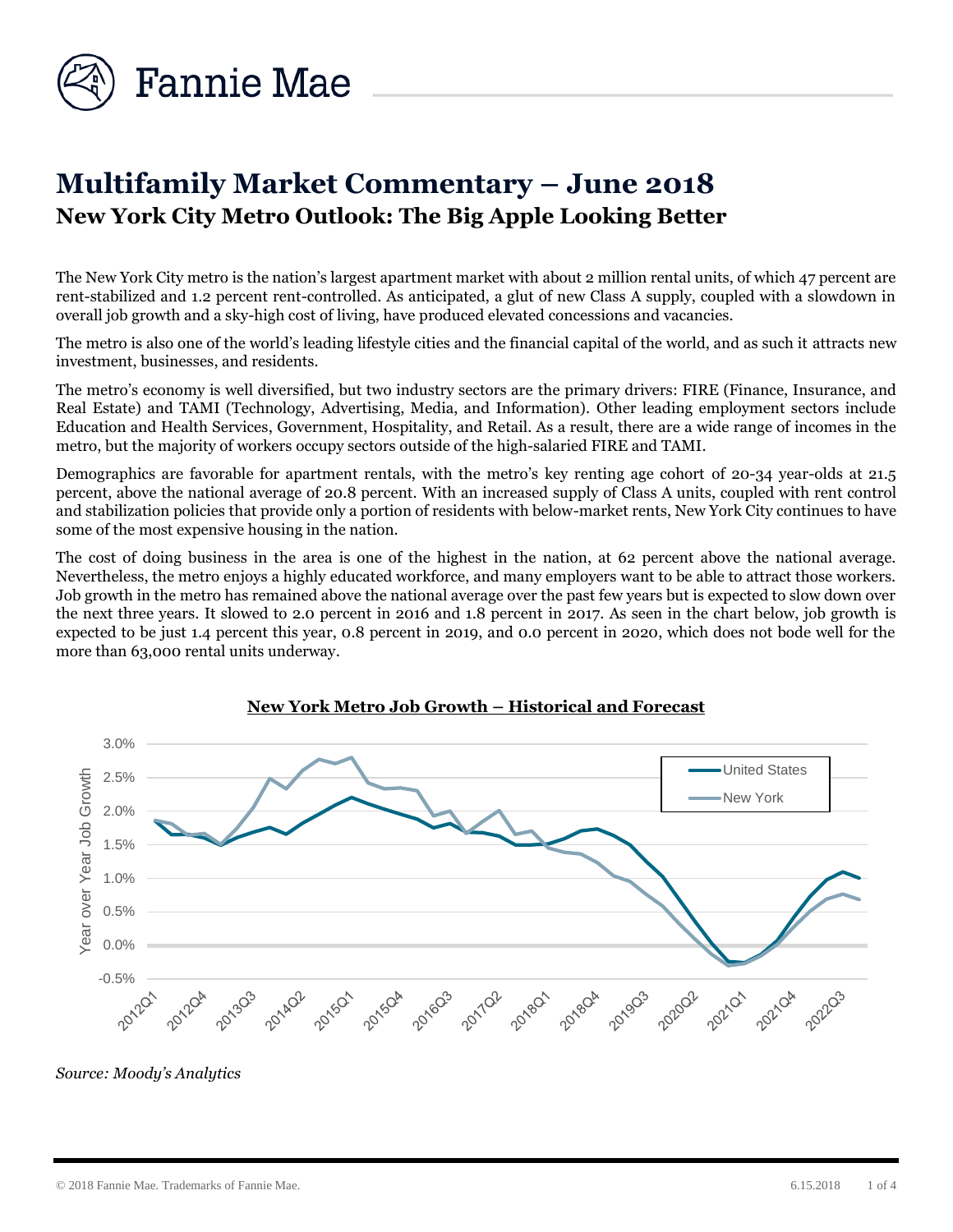# Multifamily Market Commentary – June 2018

## New York City Metro Outlook: The Big Apple Looking Better

The New York City metro is the nation's largest apartment market with about 2 million rental units, of which 47 percent are rent-stabilized and 1.2 percent rent-controlled. As anticipated, a glut of new Class A supply, coupled with a slowdown in overall job growth and a sky-high cost of living, have produced elevated concessions and vacancies.

The metro is also one of the world's leading lifestyle cities and the financial capital of the world, and as such it attracts new investment, businesses, and residents.

The metro's economy is well diversified, but two industry sectors are the primary drivers: FIRE (Finance, Insurance, and Real Estate) and TAMI (Technology, Advertising, Media, and Information). Other leading employment sectors include Education and Health Services, Government, Hospitality, and Retail. As a result, there are a wide range of incomes in the metro, but the majority of workers occupy sectors outside of the high-salaried FIRE and TAMI.

Demographics are favorable for apartment rentals, with the metro's key renting age cohort of 20-34 year-olds at 21.5 percent, above the national average of 20.8 percent. With an increased supply of Class A units, coupled with rent control and stabilization policies that provide only a portion of residents with below-market rents, New York City continues to have some of the most expensive housing in the nation.

The cost of doing business in the area is one of the highest in the nation, at 62 percent above the national average. Nevertheless, the metro enjoys a highly educated workforce, and many employers want to be able to attract those workers. Job growth in the metro has remained above the national average over the past few years but is expected to slow down over the next three years. It slowed to 2.0 percent in 2016 and 1.8 percent in 2017. As seen in the chart below, job growth is expected to be just 1.4 percent this year, 0.8 percent in 2019, and 0.0 percent in 2020, which does not bode well for the more than 63,000 rental units underway.

**New York Metro Job Growth – Historical and Forecast**

*Source: Moody's Analytics*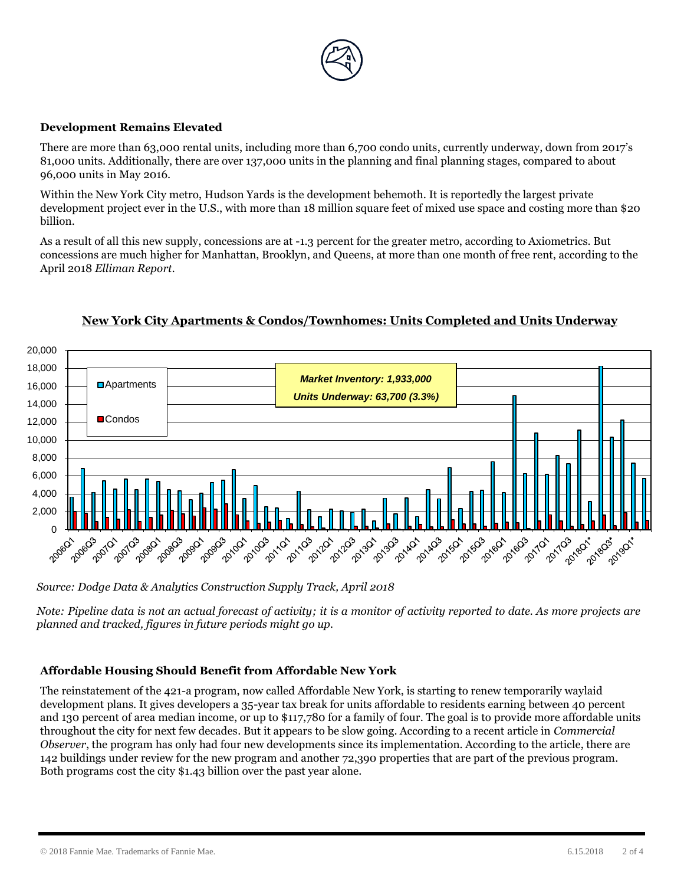### Development Remains Elevated

There are more than 63,000 rental units, including more than 6,700 condo units, currently underway, down from 2017's 81,000 units. Additionally, there are over 137,000 units in the planning and final planning stages, compared to about 96,000 units in May 2016.

Within the New York City metro, Hudson Yards is the development behemoth. It is reportedly the largest private development project ever in the U.S., with more than 18 million square feet of mixed use space and costing more than $20 billion.

As a result of all this new supply, concessions are at -1.3 percent for the greater metro, according to Axiometrics. But concessions are much higher for Manhattan, Brooklyn, and Queens, at more than one month of free rent, according to the April 2018 *Elliman Report*.

**New York City Apartments & Condos/Townhomes: Units Completed and Units Underway**

Apartments
Condos

*Market Inventory: 1,933,000*
*Units Underway: 63,700 (3.3%)*

*Source: Dodge Data & Analytics Construction Supply Track, April 2018*

*Note: Pipeline data is not an actual forecast of activity; it is a monitor of activity reported to date. As more projects are planned and tracked, figures in future periods might go up.*

### Affordable Housing Should Benefit from Affordable New York

The reinstatement of the 421-a program, now called Affordable New York, is starting to renew temporarily waylaid development plans. It gives developers a 35-year tax break for units affordable to residents earning between 40 percent and 130 percent of area median income, or up to $117,780 for a family of four. The goal is to provide more affordable units throughout the city for next few decades. But it appears to be slow going. According to a recent article in *Commercial Observer*, the program has only had four new developments since its implementation. According to the article, there are 142 buildings under review for the new program and another 72,390 properties that are part of the previous program. Both programs cost the city $1.43 billion over the past year alone.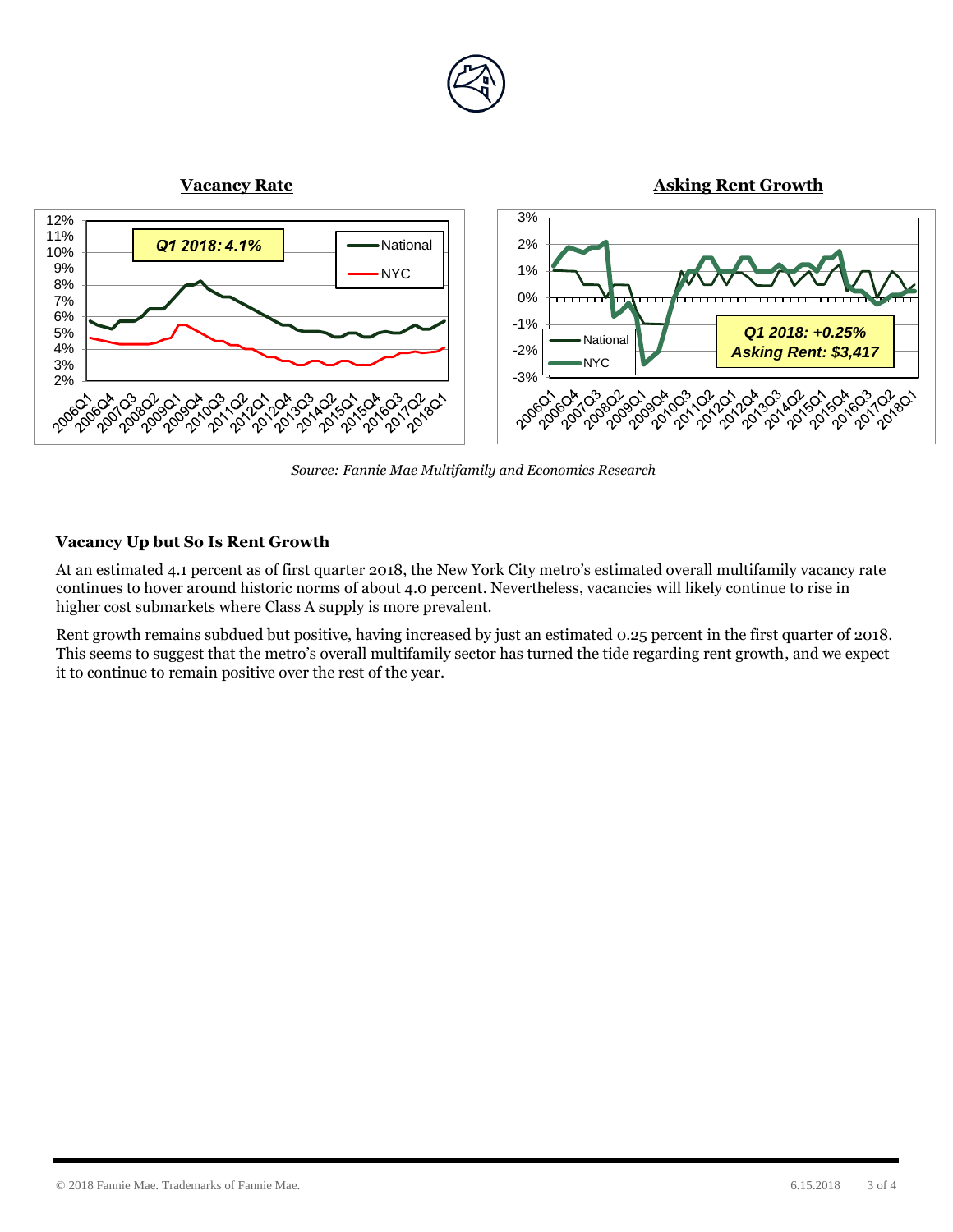**Vacancy Rate**

**Asking Rent Growth**

*Source: Fannie Mae Multifamily and Economics Research*

### Vacancy Up but So Is Rent Growth

At an estimated 4.1 percent as of first quarter 2018, the New York City metro's estimated overall multifamily vacancy rate continues to hover around historic norms of about 4.0 percent. Nevertheless, vacancies will likely continue to rise in higher cost submarkets where Class A supply is more prevalent.

Rent growth remains subdued but positive, having increased by just an estimated 0.25 percent in the first quarter of 2018. This seems to suggest that the metro's overall multifamily sector has turned the tide regarding rent growth, and we expect it to continue to remain positive over the rest of the year.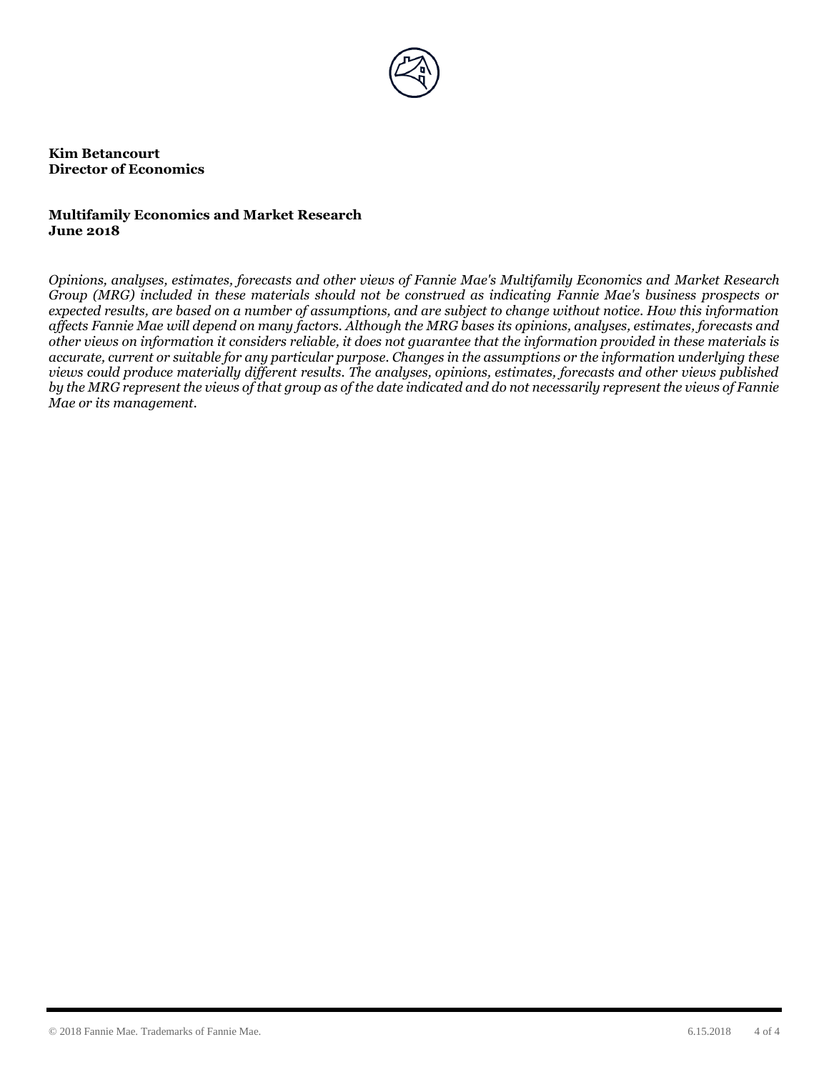**Kim Betancourt**
**Director of Economics**

**Multifamily Economics and Market Research**
**June 2018**

*Opinions, analyses, estimates, forecasts and other views of Fannie Mae's Multifamily Economics and Market Research Group (MRG) included in these materials should not be construed as indicating Fannie Mae's business prospects or expected results, are based on a number of assumptions, and are subject to change without notice. How this information affects Fannie Mae will depend on many factors. Although the MRG bases its opinions, analyses, estimates, forecasts and other views on information it considers reliable, it does not guarantee that the information provided in these materials is accurate, current or suitable for any particular purpose. Changes in the assumptions or the information underlying these views could produce materially different results. The analyses, opinions, estimates, forecasts and other views published by the MRG represent the views of that group as of the date indicated and do not necessarily represent the views of Fannie Mae or its management.*